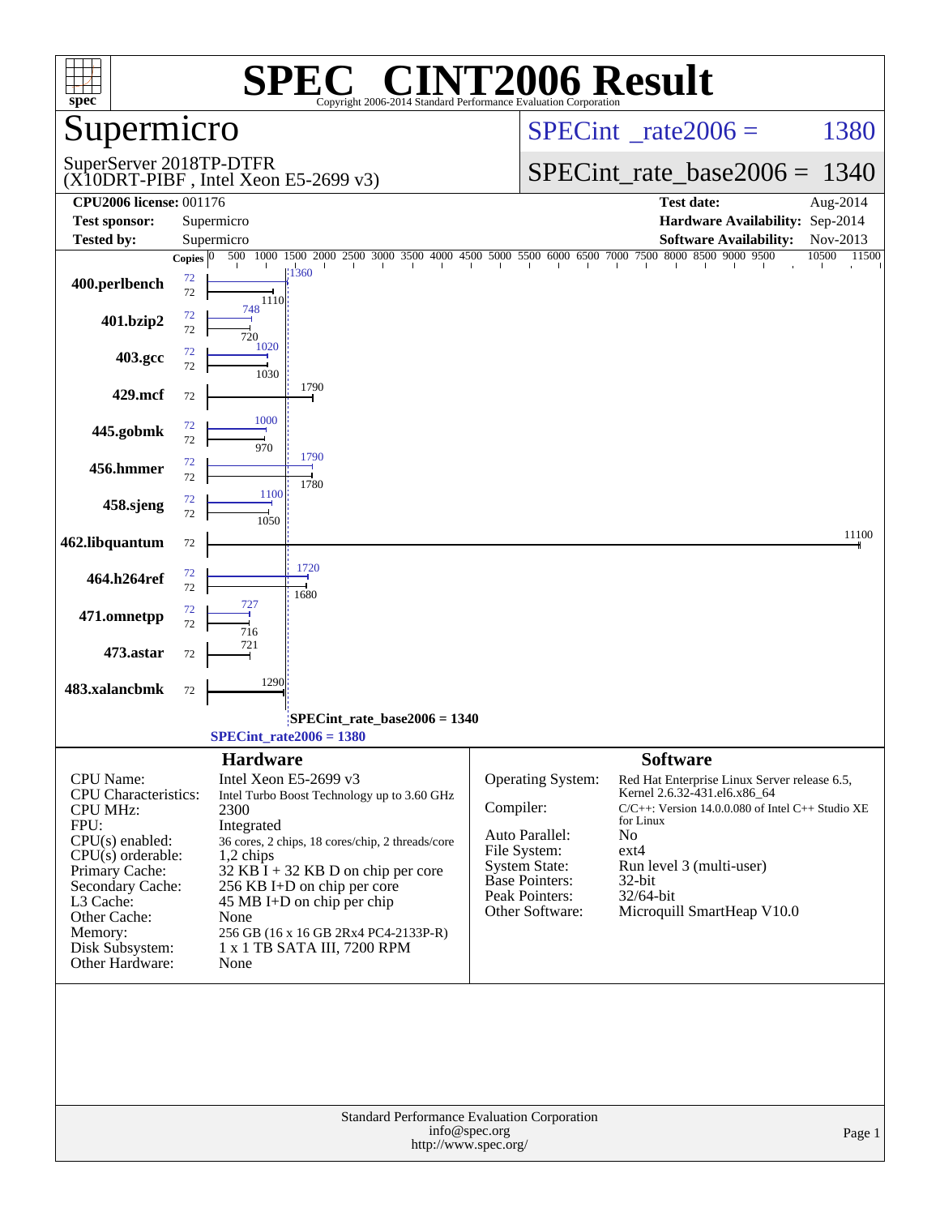# SPEC® CINT2006 Result

Copyright 2006-2014 Standard Performance Evaluation Corporation

## Supermicro

SuperServer 2018TP-DTFR
(X10DRT-PIBF , Intel Xeon E5-2699 v3)

SPECint_rate2006 = 1380

SPECint_rate_base2006 = 1340

| | | | |
|---|---|---|---|
| **CPU2006 license:** 001176 | | **Test date:** | Aug-2014 |
| **Test sponsor:** | Supermicro | **Hardware Availability:** | Sep-2014 |
| **Tested by:** | Supermicro | **Software Availability:** | Nov-2013 |

| Benchmark | Copies (peak) | Copies (base) | Peak | Base |
|---|---|---|---|---|
| 400.perlbench | 72 | 72 | 1360 | 1110 |
| 401.bzip2 | 72 | 72 | 748 | 720 |
| 403.gcc | 72 | 72 | 1020 | 1030 |
| 429.mcf | | 72 | | 1790 |
| 445.gobmk | 72 | 72 | 1000 | 970 |
| 456.hmmer | 72 | 72 | 1790 | 1780 |
| 458.sjeng | 72 | 72 | 1100 | 1050 |
| 462.libquantum | | 72 | | 11100 |
| 464.h264ref | 72 | 72 | 1720 | 1680 |
| 471.omnetpp | 72 | 72 | 727 | 716 |
| 473.astar | | 72 | | 721 |
| 483.xalancbmk | | 72 | | 1290 |

SPECint_rate_base2006 = 1340

SPECint_rate2006 = 1380

### Hardware

| | |
|---|---|
| CPU Name: | Intel Xeon E5-2699 v3 |
| CPU Characteristics: | Intel Turbo Boost Technology up to 3.60 GHz |
| CPU MHz: | 2300 |
| FPU: | Integrated |
| CPU(s) enabled: | 36 cores, 2 chips, 18 cores/chip, 2 threads/core |
| CPU(s) orderable: | 1,2 chips |
| Primary Cache: | 32 KB I + 32 KB D on chip per core |
| Secondary Cache: | 256 KB I+D on chip per core |
| L3 Cache: | 45 MB I+D on chip per chip |
| Other Cache: | None |
| Memory: | 256 GB (16 x 16 GB 2Rx4 PC4-2133P-R) |
| Disk Subsystem: | 1 x 1 TB SATA III, 7200 RPM |
| Other Hardware: | None |

### Software

| | |
|---|---|
| Operating System: | Red Hat Enterprise Linux Server release 6.5, Kernel 2.6.32-431.el6.x86_64 |
| Compiler: | C/C++: Version 14.0.0.080 of Intel C++ Studio XE for Linux |
| Auto Parallel: | No |
| File System: | ext4 |
| System State: | Run level 3 (multi-user) |
| Base Pointers: | 32-bit |
| Peak Pointers: | 32/64-bit |
| Other Software: | Microquill SmartHeap V10.0 |

Standard Performance Evaluation Corporation
info@spec.org
http://www.spec.org/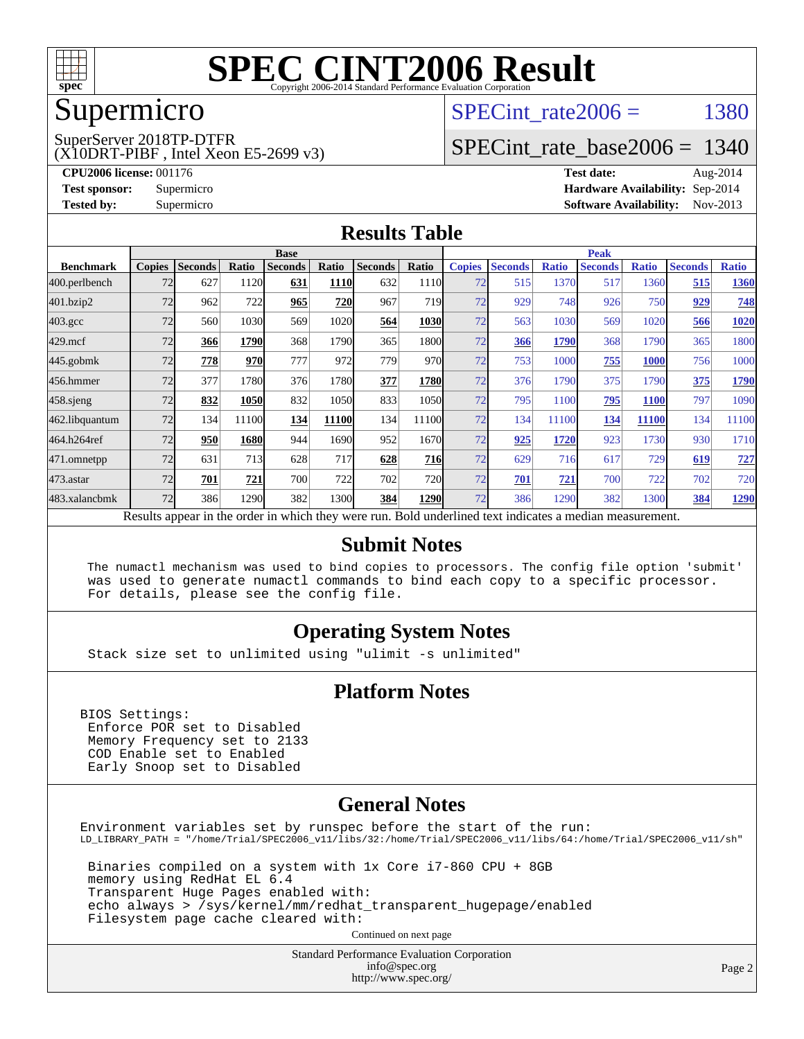# SPEC CINT2006 Result

Copyright 2006-2014 Standard Performance Evaluation Corporation

## Supermicro

SuperServer 2018TP-DTFR
(X10DRT-PIBF , Intel Xeon E5-2699 v3)

SPECint_rate2006 = 1380

SPECint_rate_base2006 = 1340

**CPU2006 license:** 001176
**Test sponsor:** Supermicro
**Tested by:** Supermicro

**Test date:** Aug-2014
**Hardware Availability:** Sep-2014
**Software Availability:** Nov-2013

## Results Table

| Benchmark | Base | | | | | | | Peak | | | | | | |
|---|---|---|---|---|---|---|---|---|---|---|---|---|---|---|
| | Copies | Seconds | Ratio | Seconds | Ratio | Seconds | Ratio | Copies | Seconds | Ratio | Seconds | Ratio | Seconds | Ratio |
| 400.perlbench | 72 | 627 | 1120 | **631** | **1110** | 632 | 1110 | 72 | 515 | 1370 | 517 | 1360 | **515** | **1360** |
| 401.bzip2 | 72 | 962 | 722 | **965** | **720** | 967 | 719 | 72 | 929 | 748 | 926 | 750 | **929** | **748** |
| 403.gcc | 72 | 560 | 1030 | 569 | 1020 | **564** | **1030** | 72 | 563 | 1030 | 569 | 1020 | **566** | **1020** |
| 429.mcf | 72 | **366** | **1790** | 368 | 1790 | 365 | 1800 | 72 | **366** | **1790** | 368 | 1790 | 365 | 1800 |
| 445.gobmk | 72 | **778** | **970** | 777 | 972 | 779 | 970 | 72 | 753 | 1000 | **755** | **1000** | 756 | 1000 |
| 456.hmmer | 72 | 377 | 1780 | 376 | 1780 | **377** | **1780** | 72 | 376 | 1790 | 375 | 1790 | **375** | **1790** |
| 458.sjeng | 72 | **832** | **1050** | 832 | 1050 | 833 | 1050 | 72 | 795 | 1100 | **795** | **1100** | 797 | 1090 |
| 462.libquantum | 72 | 134 | 11100 | **134** | **11100** | 134 | 11100 | 72 | 134 | 11100 | **134** | **11100** | 134 | 11100 |
| 464.h264ref | 72 | **950** | **1680** | 944 | 1690 | 952 | 1670 | 72 | **925** | **1720** | 923 | 1730 | 930 | 1710 |
| 471.omnetpp | 72 | 631 | 713 | 628 | 717 | **628** | **716** | 72 | 629 | 716 | 617 | 729 | **619** | **727** |
| 473.astar | 72 | **701** | **721** | 700 | 722 | 702 | 720 | 72 | **701** | **721** | 700 | 722 | 702 | 720 |
| 483.xalancbmk | 72 | 386 | 1290 | 382 | 1300 | **384** | **1290** | 72 | 386 | 1290 | 382 | 1300 | **384** | **1290** |

Results appear in the order in which they were run. Bold underlined text indicates a median measurement.

## Submit Notes

```
The numactl mechanism was used to bind copies to processors. The config file option 'submit'
was used to generate numactl commands to bind each copy to a specific processor.
For details, please see the config file.
```

## Operating System Notes

```
Stack size set to unlimited using "ulimit -s unlimited"
```

## Platform Notes

```
BIOS Settings:
 Enforce POR set to Disabled
 Memory Frequency set to 2133
 COD Enable set to Enabled
 Early Snoop set to Disabled
```

## General Notes

```
Environment variables set by runspec before the start of the run:
LD_LIBRARY_PATH = "/home/Trial/SPEC2006_v11/libs/32:/home/Trial/SPEC2006_v11/libs/64:/home/Trial/SPEC2006_v11/sh"

 Binaries compiled on a system with 1x Core i7-860 CPU + 8GB
 memory using RedHat EL 6.4
 Transparent Huge Pages enabled with:
 echo always > /sys/kernel/mm/redhat_transparent_hugepage/enabled
 Filesystem page cache cleared with:
```

Continued on next page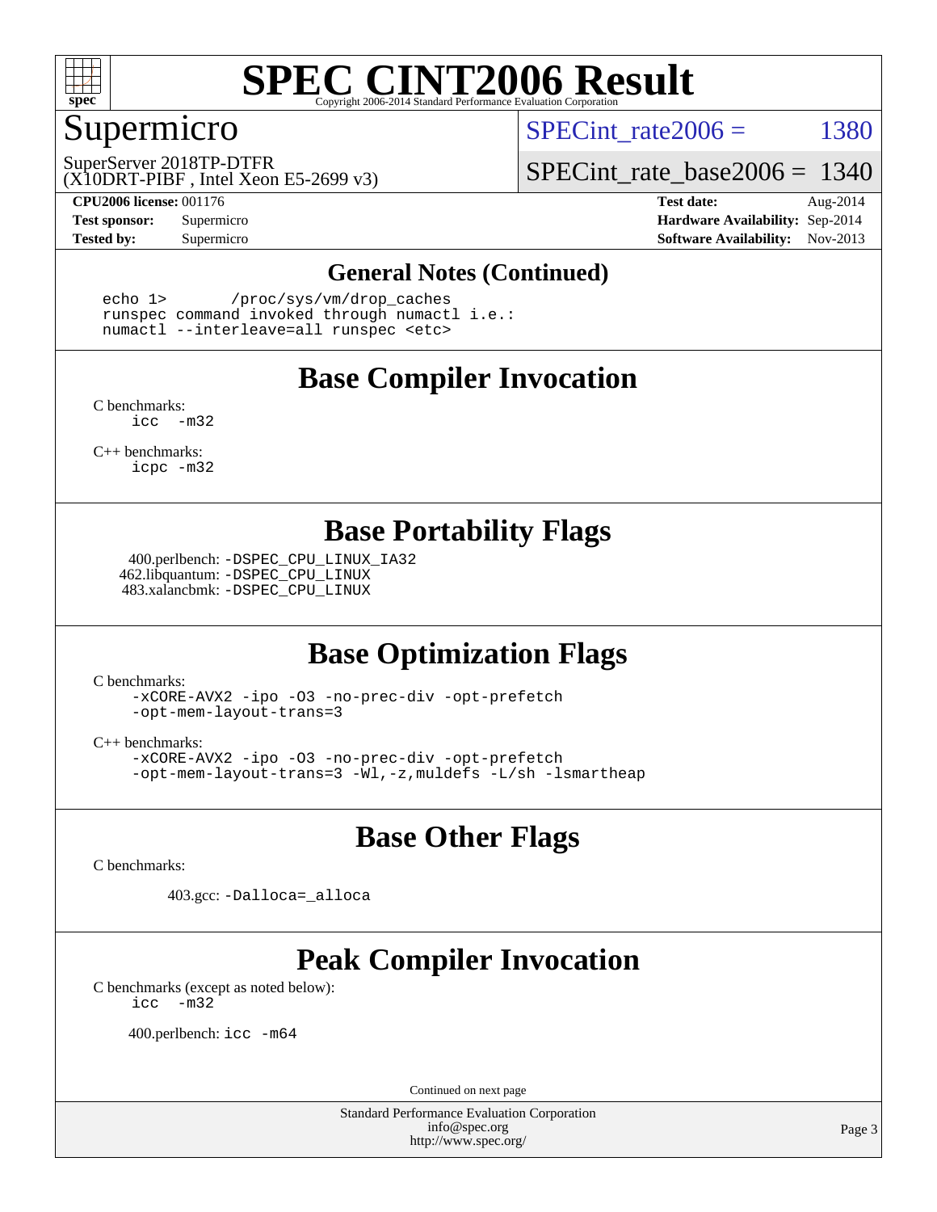# SPEC CINT2006 Result

## Supermicro

SuperServer 2018TP-DTFR
(X10DRT-PIBF , Intel Xeon E5-2699 v3)

SPECint_rate2006 = 1380

SPECint_rate_base2006 = 1340

**CPU2006 license:** 001176
**Test sponsor:** Supermicro
**Tested by:** Supermicro

**Test date:** Aug-2014
**Hardware Availability:** Sep-2014
**Software Availability:** Nov-2013

## General Notes (Continued)

```
echo 1>       /proc/sys/vm/drop_caches
runspec command invoked through numactl i.e.:
numactl --interleave=all runspec <etc>
```

## Base Compiler Invocation

C benchmarks:
```
icc  -m32
```

C++ benchmarks:
```
icpc -m32
```

## Base Portability Flags

400.perlbench: `-DSPEC_CPU_LINUX_IA32`
462.libquantum: `-DSPEC_CPU_LINUX`
483.xalancbmk: `-DSPEC_CPU_LINUX`

## Base Optimization Flags

C benchmarks:
```
-xCORE-AVX2 -ipo -O3 -no-prec-div -opt-prefetch
-opt-mem-layout-trans=3
```

C++ benchmarks:
```
-xCORE-AVX2 -ipo -O3 -no-prec-div -opt-prefetch
-opt-mem-layout-trans=3 -Wl,-z,muldefs -L/sh -lsmartheap
```

## Base Other Flags

C benchmarks:

403.gcc: `-Dalloca=_alloca`

## Peak Compiler Invocation

C benchmarks (except as noted below):
```
icc  -m32
```

400.perlbench: `icc -m64`

Continued on next page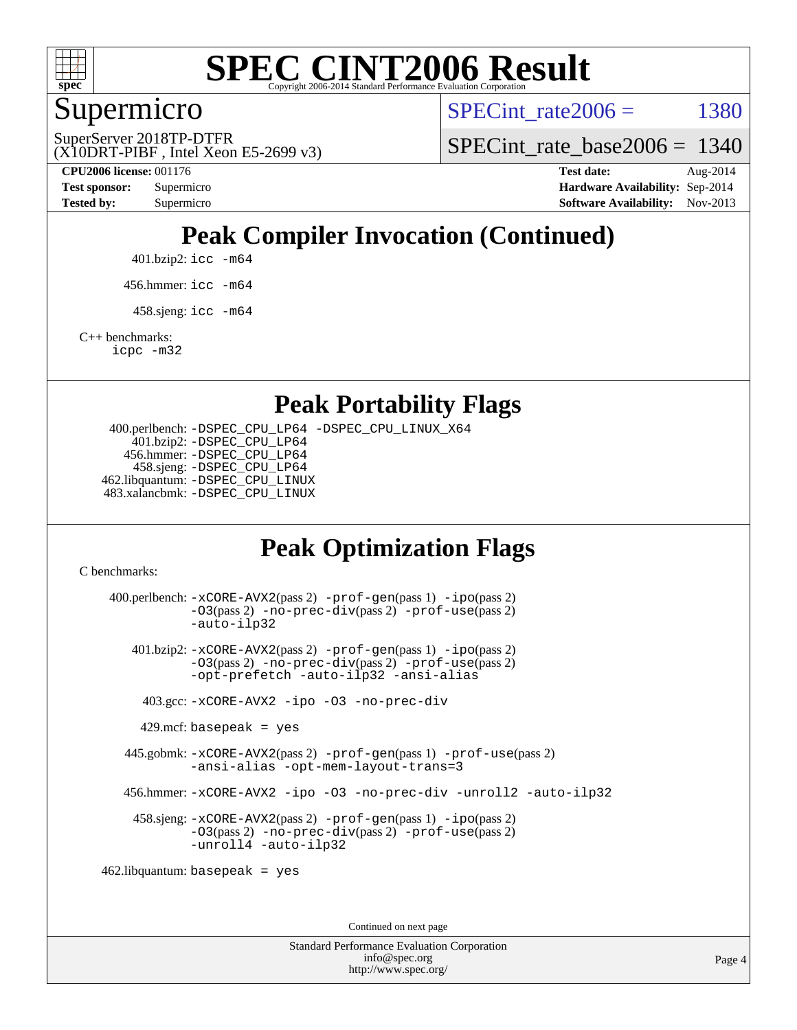# SPEC CINT2006 Result

## Supermicro

SuperServer 2018TP-DTFR
(X10DRT-PIBF , Intel Xeon E5-2699 v3)

SPECint_rate2006 = 1380

SPECint_rate_base2006 = 1340

**CPU2006 license:** 001176
**Test sponsor:** Supermicro
**Tested by:** Supermicro

**Test date:** Aug-2014
**Hardware Availability:** Sep-2014
**Software Availability:** Nov-2013

## Peak Compiler Invocation (Continued)

401.bzip2: `icc -m64`

456.hmmer: `icc -m64`

458.sjeng: `icc -m64`

C++ benchmarks:
`icpc -m32`

## Peak Portability Flags

400.perlbench: `-DSPEC_CPU_LP64 -DSPEC_CPU_LINUX_X64`
401.bzip2: `-DSPEC_CPU_LP64`
456.hmmer: `-DSPEC_CPU_LP64`
458.sjeng: `-DSPEC_CPU_LP64`
462.libquantum: `-DSPEC_CPU_LINUX`
483.xalancbmk: `-DSPEC_CPU_LINUX`

## Peak Optimization Flags

C benchmarks:

400.perlbench: `-xCORE-AVX2`(pass 2) `-prof-gen`(pass 1) `-ipo`(pass 2) `-O3`(pass 2) `-no-prec-div`(pass 2) `-prof-use`(pass 2) `-auto-ilp32`

401.bzip2: `-xCORE-AVX2`(pass 2) `-prof-gen`(pass 1) `-ipo`(pass 2) `-O3`(pass 2) `-no-prec-div`(pass 2) `-prof-use`(pass 2) `-opt-prefetch -auto-ilp32 -ansi-alias`

403.gcc: `-xCORE-AVX2 -ipo -O3 -no-prec-div`

429.mcf: `basepeak = yes`

445.gobmk: `-xCORE-AVX2`(pass 2) `-prof-gen`(pass 1) `-prof-use`(pass 2) `-ansi-alias -opt-mem-layout-trans=3`

456.hmmer: `-xCORE-AVX2 -ipo -O3 -no-prec-div -unroll2 -auto-ilp32`

458.sjeng: `-xCORE-AVX2`(pass 2) `-prof-gen`(pass 1) `-ipo`(pass 2) `-O3`(pass 2) `-no-prec-div`(pass 2) `-prof-use`(pass 2) `-unroll4 -auto-ilp32`

462.libquantum: `basepeak = yes`

Continued on next page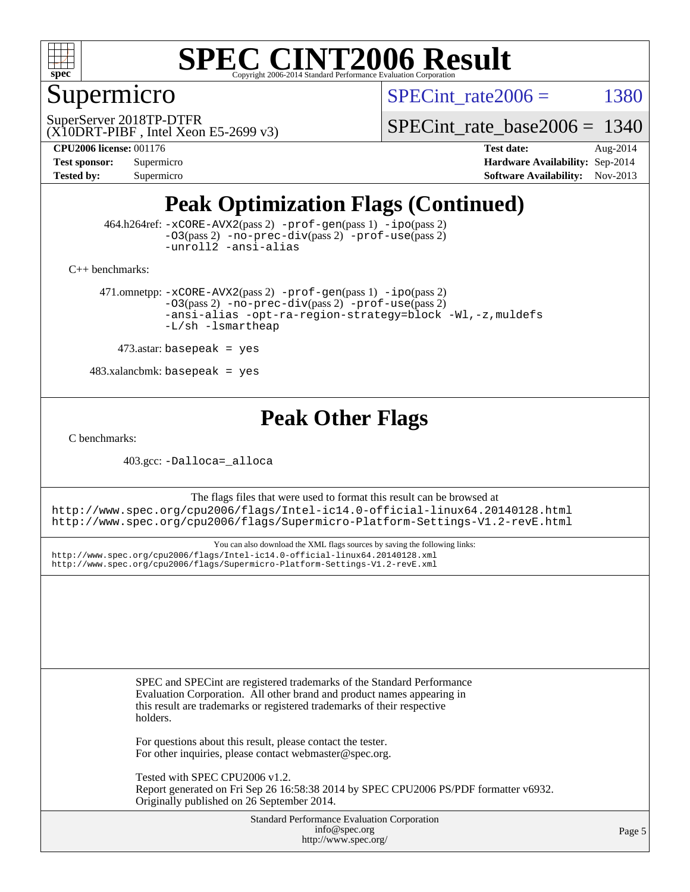# Peak Optimization Flags (Continued)

464.h264ref: -xCORE-AVX2(pass 2) -prof-gen(pass 1) -ipo(pass 2) -O3(pass 2) -no-prec-div(pass 2) -prof-use(pass 2) -unroll2 -ansi-alias

C++ benchmarks:

471.omnetpp: -xCORE-AVX2(pass 2) -prof-gen(pass 1) -ipo(pass 2) -O3(pass 2) -no-prec-div(pass 2) -prof-use(pass 2) -ansi-alias -opt-ra-region-strategy=block -Wl,-z,muldefs -L/sh -lsmartheap

473.astar: basepeak = yes

483.xalancbmk: basepeak = yes

# Peak Other Flags

C benchmarks:

403.gcc: -Dalloca=_alloca

The flags files that were used to format this result can be browsed at
http://www.spec.org/cpu2006/flags/Intel-ic14.0-official-linux64.20140128.html
http://www.spec.org/cpu2006/flags/Supermicro-Platform-Settings-V1.2-revE.html

You can also download the XML flags sources by saving the following links:
http://www.spec.org/cpu2006/flags/Intel-ic14.0-official-linux64.20140128.xml
http://www.spec.org/cpu2006/flags/Supermicro-Platform-Settings-V1.2-revE.xml

SPEC and SPECint are registered trademarks of the Standard Performance Evaluation Corporation. All other brand and product names appearing in this result are trademarks or registered trademarks of their respective holders.

For questions about this result, please contact the tester.
For other inquiries, please contact webmaster@spec.org.

Tested with SPEC CPU2006 v1.2.
Report generated on Fri Sep 26 16:58:38 2014 by SPEC CPU2006 PS/PDF formatter v6932.
Originally published on 26 September 2014.